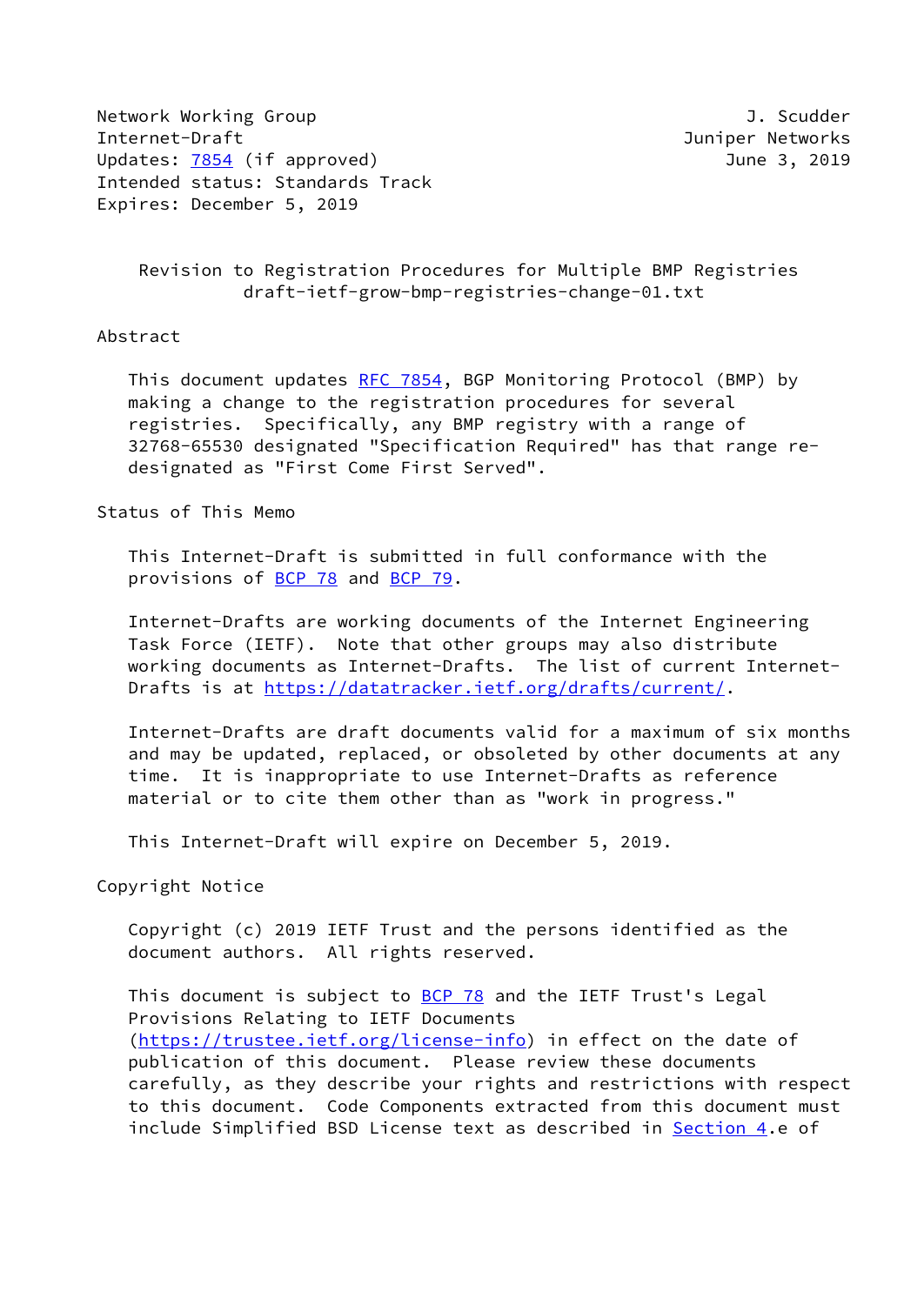Network Working Group J. Scudder
Internet-Draft Juniper Networks
Updates: 7854 (if approved) June 3, 2019
Intended status: Standards Track
Expires: December 5, 2019

# Revision to Registration Procedures for Multiple BMP Registries
draft-ietf-grow-bmp-registries-change-01.txt

## Abstract

This document updates RFC 7854, BGP Monitoring Protocol (BMP) by making a change to the registration procedures for several registries. Specifically, any BMP registry with a range of 32768-65530 designated "Specification Required" has that range re-designated as "First Come First Served".

## Status of This Memo

This Internet-Draft is submitted in full conformance with the provisions of BCP 78 and BCP 79.

Internet-Drafts are working documents of the Internet Engineering Task Force (IETF). Note that other groups may also distribute working documents as Internet-Drafts. The list of current Internet-Drafts is at https://datatracker.ietf.org/drafts/current/.

Internet-Drafts are draft documents valid for a maximum of six months and may be updated, replaced, or obsoleted by other documents at any time. It is inappropriate to use Internet-Drafts as reference material or to cite them other than as "work in progress."

This Internet-Draft will expire on December 5, 2019.

## Copyright Notice

Copyright (c) 2019 IETF Trust and the persons identified as the document authors. All rights reserved.

This document is subject to BCP 78 and the IETF Trust's Legal Provisions Relating to IETF Documents (https://trustee.ietf.org/license-info) in effect on the date of publication of this document. Please review these documents carefully, as they describe your rights and restrictions with respect to this document. Code Components extracted from this document must include Simplified BSD License text as described in Section 4.e of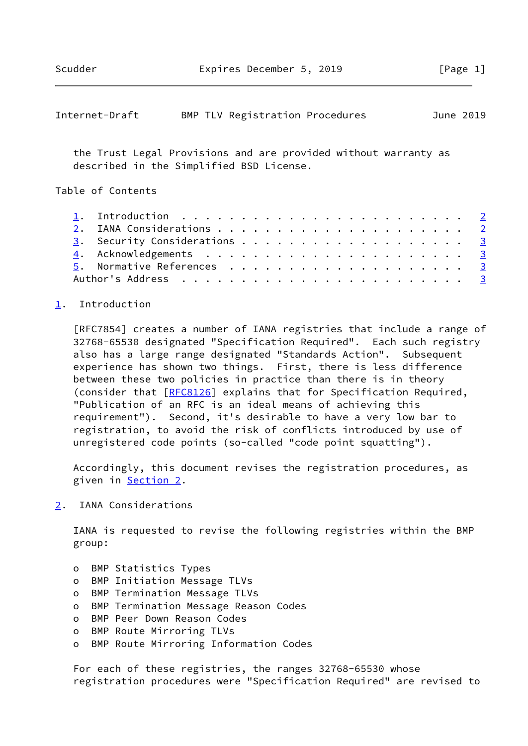the Trust Legal Provisions and are provided without warranty as described in the Simplified BSD License.

Table of Contents

1. Introduction . . . . . . . . . . . . . . . . . . . . . . . . 2
2. IANA Considerations . . . . . . . . . . . . . . . . . . . . . 2
3. Security Considerations . . . . . . . . . . . . . . . . . . . 3
4. Acknowledgements . . . . . . . . . . . . . . . . . . . . . . 3
5. Normative References . . . . . . . . . . . . . . . . . . . . 3
Author's Address . . . . . . . . . . . . . . . . . . . . . . . . 3

## 1. Introduction

[RFC7854] creates a number of IANA registries that include a range of 32768-65530 designated "Specification Required". Each such registry also has a large range designated "Standards Action". Subsequent experience has shown two things. First, there is less difference between these two policies in practice than there is in theory (consider that [RFC8126] explains that for Specification Required, "Publication of an RFC is an ideal means of achieving this requirement"). Second, it's desirable to have a very low bar to registration, to avoid the risk of conflicts introduced by use of unregistered code points (so-called "code point squatting").

Accordingly, this document revises the registration procedures, as given in Section 2.

## 2. IANA Considerations

IANA is requested to revise the following registries within the BMP group:

- BMP Statistics Types
- BMP Initiation Message TLVs
- BMP Termination Message TLVs
- BMP Termination Message Reason Codes
- BMP Peer Down Reason Codes
- BMP Route Mirroring TLVs
- BMP Route Mirroring Information Codes

For each of these registries, the ranges 32768-65530 whose registration procedures were "Specification Required" are revised to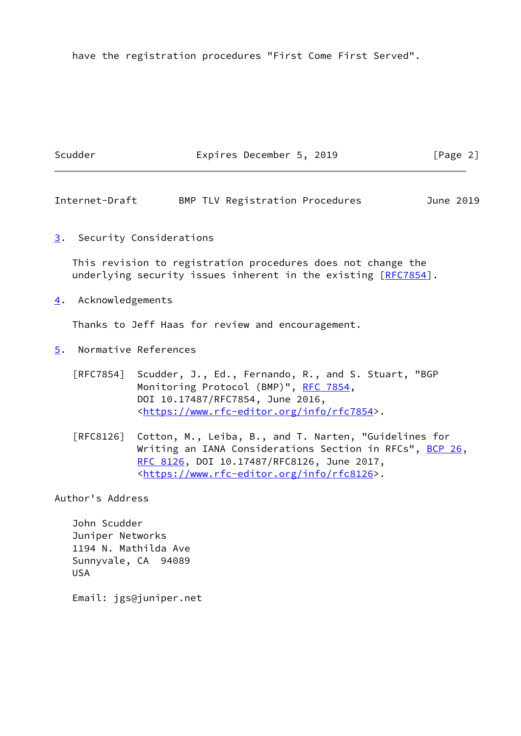have the registration procedures "First Come First Served".

## 3. Security Considerations

This revision to registration procedures does not change the underlying security issues inherent in the existing [RFC7854].

## 4. Acknowledgements

Thanks to Jeff Haas for review and encouragement.

## 5. Normative References

[RFC7854] Scudder, J., Ed., Fernando, R., and S. Stuart, "BGP Monitoring Protocol (BMP)", RFC 7854, DOI 10.17487/RFC7854, June 2016, <https://www.rfc-editor.org/info/rfc7854>.

[RFC8126] Cotton, M., Leiba, B., and T. Narten, "Guidelines for Writing an IANA Considerations Section in RFCs", BCP 26, RFC 8126, DOI 10.17487/RFC8126, June 2017, <https://www.rfc-editor.org/info/rfc8126>.

## Author's Address

John Scudder
Juniper Networks
1194 N. Mathilda Ave
Sunnyvale, CA 94089
USA

Email: jgs@juniper.net